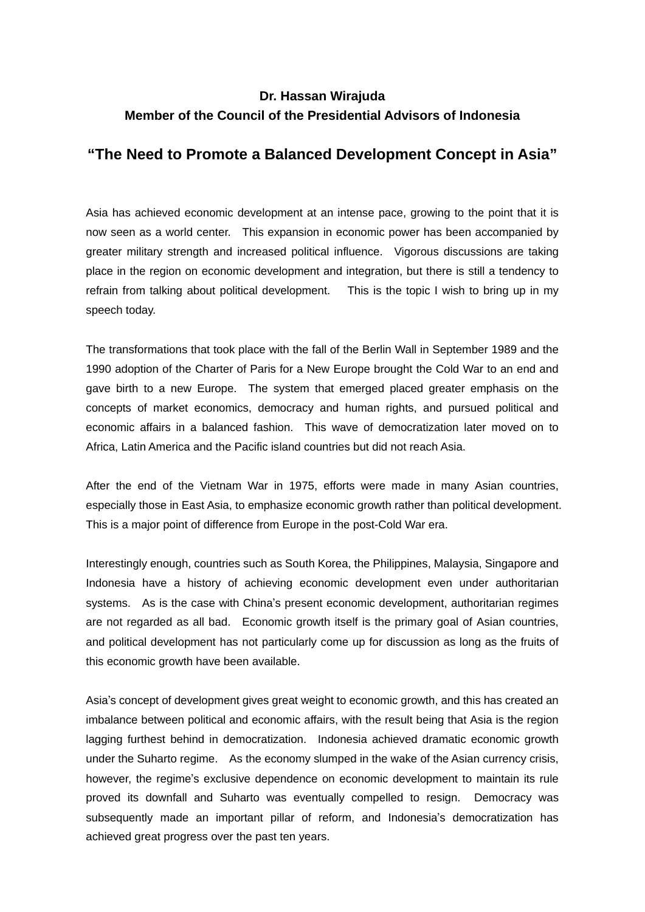**Dr. Hassan Wirajuda**
**Member of the Council of the Presidential Advisors of Indonesia**

# "The Need to Promote a Balanced Development Concept in Asia"

Asia has achieved economic development at an intense pace, growing to the point that it is now seen as a world center. This expansion in economic power has been accompanied by greater military strength and increased political influence. Vigorous discussions are taking place in the region on economic development and integration, but there is still a tendency to refrain from talking about political development. This is the topic I wish to bring up in my speech today.

The transformations that took place with the fall of the Berlin Wall in September 1989 and the 1990 adoption of the Charter of Paris for a New Europe brought the Cold War to an end and gave birth to a new Europe. The system that emerged placed greater emphasis on the concepts of market economics, democracy and human rights, and pursued political and economic affairs in a balanced fashion. This wave of democratization later moved on to Africa, Latin America and the Pacific island countries but did not reach Asia.

After the end of the Vietnam War in 1975, efforts were made in many Asian countries, especially those in East Asia, to emphasize economic growth rather than political development. This is a major point of difference from Europe in the post-Cold War era.

Interestingly enough, countries such as South Korea, the Philippines, Malaysia, Singapore and Indonesia have a history of achieving economic development even under authoritarian systems. As is the case with China's present economic development, authoritarian regimes are not regarded as all bad. Economic growth itself is the primary goal of Asian countries, and political development has not particularly come up for discussion as long as the fruits of this economic growth have been available.

Asia's concept of development gives great weight to economic growth, and this has created an imbalance between political and economic affairs, with the result being that Asia is the region lagging furthest behind in democratization. Indonesia achieved dramatic economic growth under the Suharto regime. As the economy slumped in the wake of the Asian currency crisis, however, the regime's exclusive dependence on economic development to maintain its rule proved its downfall and Suharto was eventually compelled to resign. Democracy was subsequently made an important pillar of reform, and Indonesia's democratization has achieved great progress over the past ten years.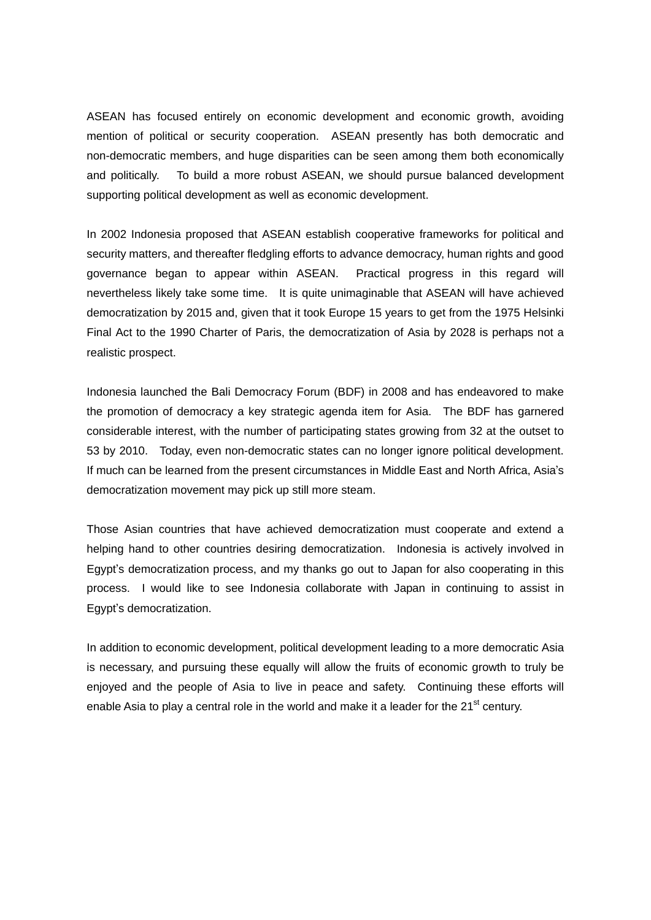ASEAN has focused entirely on economic development and economic growth, avoiding mention of political or security cooperation. ASEAN presently has both democratic and non-democratic members, and huge disparities can be seen among them both economically and politically. To build a more robust ASEAN, we should pursue balanced development supporting political development as well as economic development.

In 2002 Indonesia proposed that ASEAN establish cooperative frameworks for political and security matters, and thereafter fledgling efforts to advance democracy, human rights and good governance began to appear within ASEAN. Practical progress in this regard will nevertheless likely take some time. It is quite unimaginable that ASEAN will have achieved democratization by 2015 and, given that it took Europe 15 years to get from the 1975 Helsinki Final Act to the 1990 Charter of Paris, the democratization of Asia by 2028 is perhaps not a realistic prospect.

Indonesia launched the Bali Democracy Forum (BDF) in 2008 and has endeavored to make the promotion of democracy a key strategic agenda item for Asia. The BDF has garnered considerable interest, with the number of participating states growing from 32 at the outset to 53 by 2010. Today, even non-democratic states can no longer ignore political development. If much can be learned from the present circumstances in Middle East and North Africa, Asia's democratization movement may pick up still more steam.

Those Asian countries that have achieved democratization must cooperate and extend a helping hand to other countries desiring democratization. Indonesia is actively involved in Egypt's democratization process, and my thanks go out to Japan for also cooperating in this process. I would like to see Indonesia collaborate with Japan in continuing to assist in Egypt's democratization.

In addition to economic development, political development leading to a more democratic Asia is necessary, and pursuing these equally will allow the fruits of economic growth to truly be enjoyed and the people of Asia to live in peace and safety. Continuing these efforts will enable Asia to play a central role in the world and make it a leader for the 21st century.